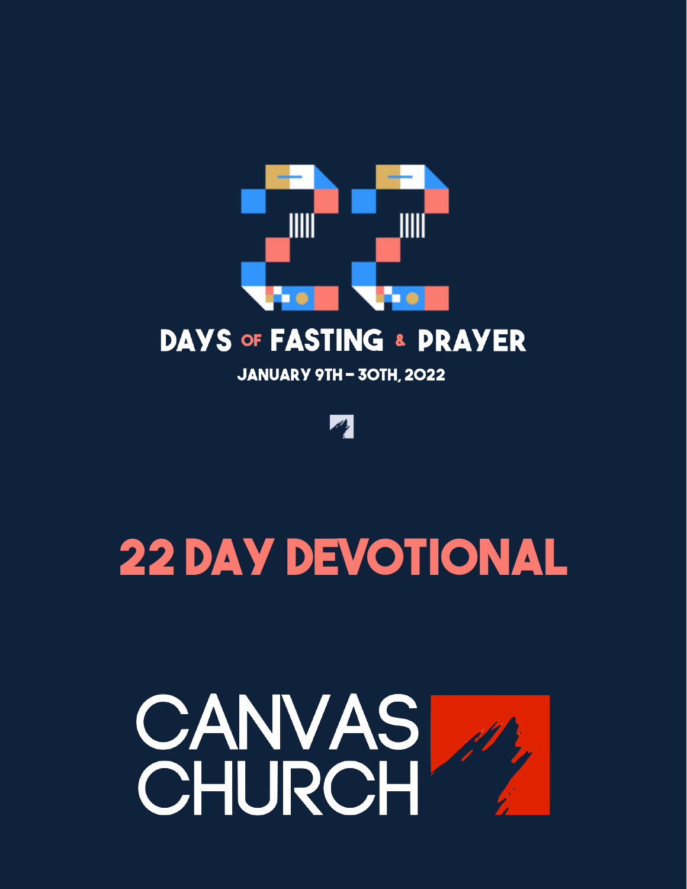# 22 DAYS OF FASTING & PRAYER

JANUARY 9TH – 30TH, 2022

# 22 DAY DEVOTIONAL

CANVAS CHURCH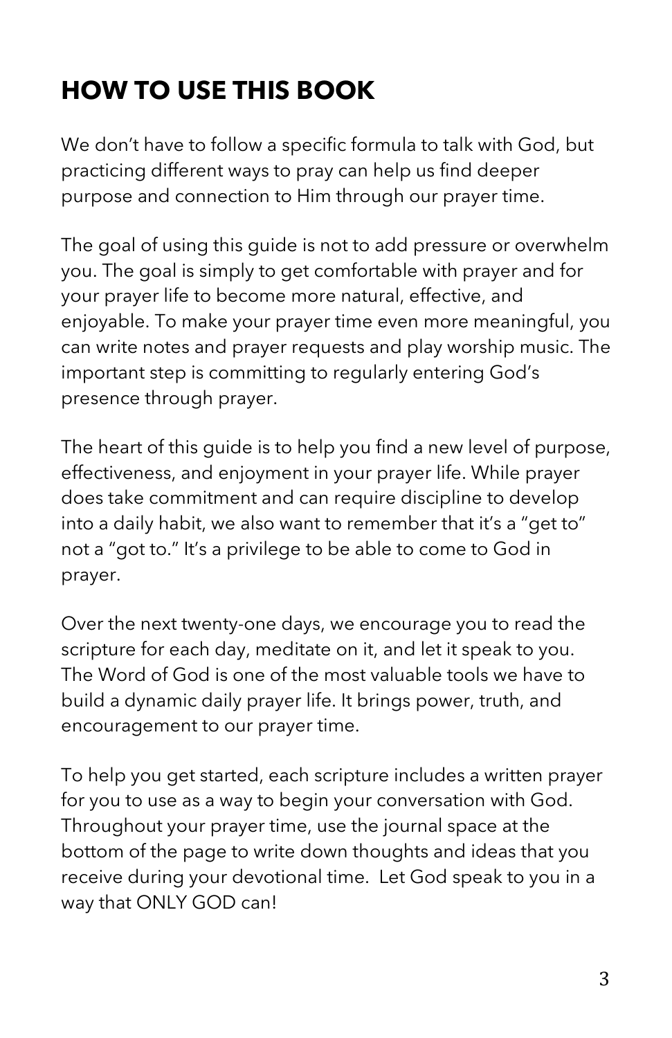# HOW TO USE THIS BOOK

We don't have to follow a specific formula to talk with God, but practicing different ways to pray can help us find deeper purpose and connection to Him through our prayer time.

The goal of using this guide is not to add pressure or overwhelm you. The goal is simply to get comfortable with prayer and for your prayer life to become more natural, effective, and enjoyable. To make your prayer time even more meaningful, you can write notes and prayer requests and play worship music. The important step is committing to regularly entering God's presence through prayer.

The heart of this guide is to help you find a new level of purpose, effectiveness, and enjoyment in your prayer life. While prayer does take commitment and can require discipline to develop into a daily habit, we also want to remember that it's a "get to" not a "got to." It's a privilege to be able to come to God in prayer.

Over the next twenty-one days, we encourage you to read the scripture for each day, meditate on it, and let it speak to you. The Word of God is one of the most valuable tools we have to build a dynamic daily prayer life. It brings power, truth, and encouragement to our prayer time.

To help you get started, each scripture includes a written prayer for you to use as a way to begin your conversation with God. Throughout your prayer time, use the journal space at the bottom of the page to write down thoughts and ideas that you receive during your devotional time. Let God speak to you in a way that ONLY GOD can!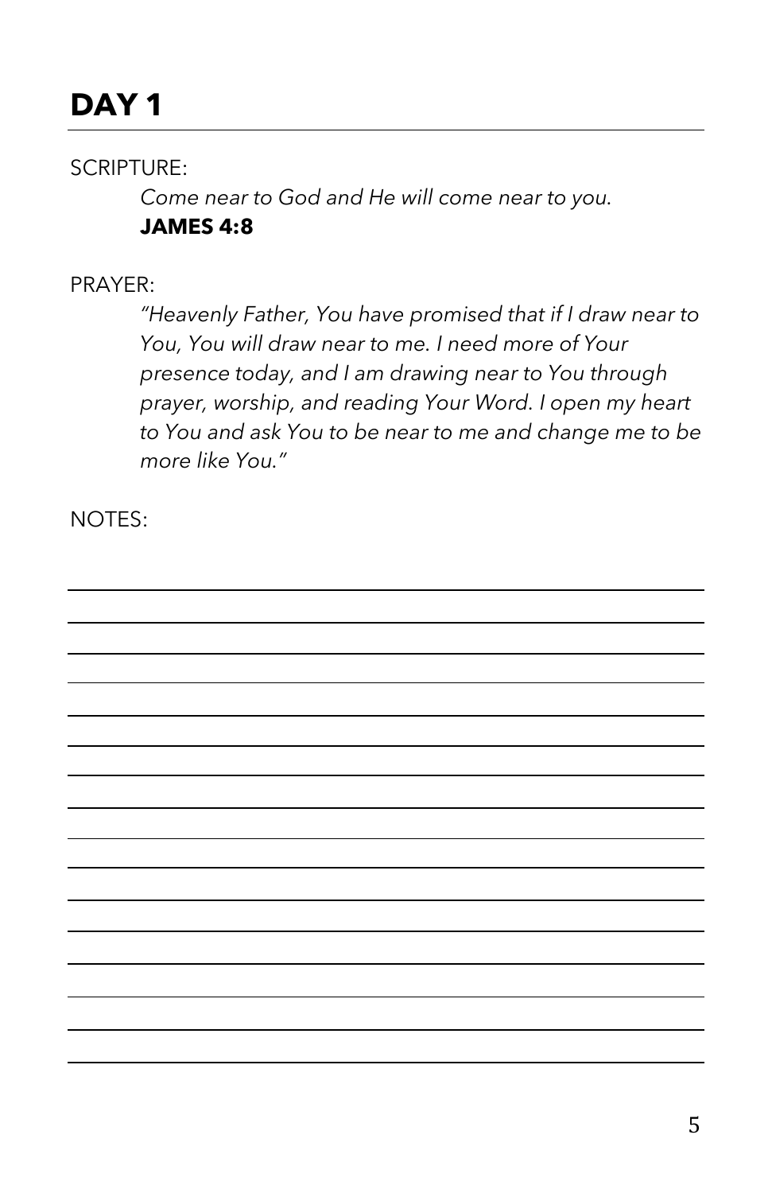# DAY 1

SCRIPTURE:

*Come near to God and He will come near to you.*
**JAMES 4:8**

PRAYER:

*"Heavenly Father, You have promised that if I draw near to You, You will draw near to me. I need more of Your presence today, and I am drawing near to You through prayer, worship, and reading Your Word. I open my heart to You and ask You to be near to me and change me to be more like You."*

NOTES: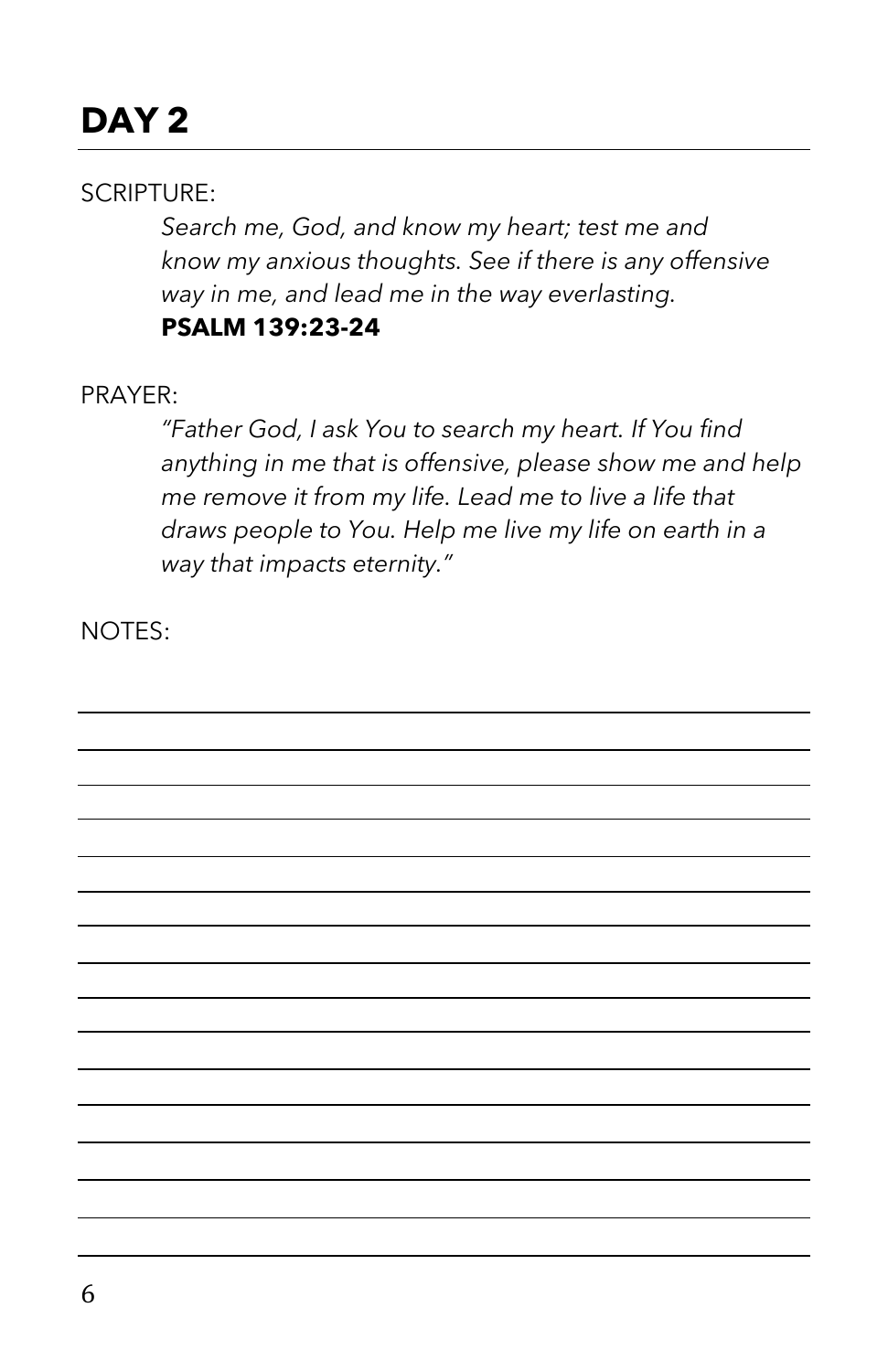# DAY 2

SCRIPTURE:

*Search me, God, and know my heart; test me and know my anxious thoughts. See if there is any offensive way in me, and lead me in the way everlasting.*

**PSALM 139:23-24**

PRAYER:

*"Father God, I ask You to search my heart. If You find anything in me that is offensive, please show me and help me remove it from my life. Lead me to live a life that draws people to You. Help me live my life on earth in a way that impacts eternity."*

NOTES: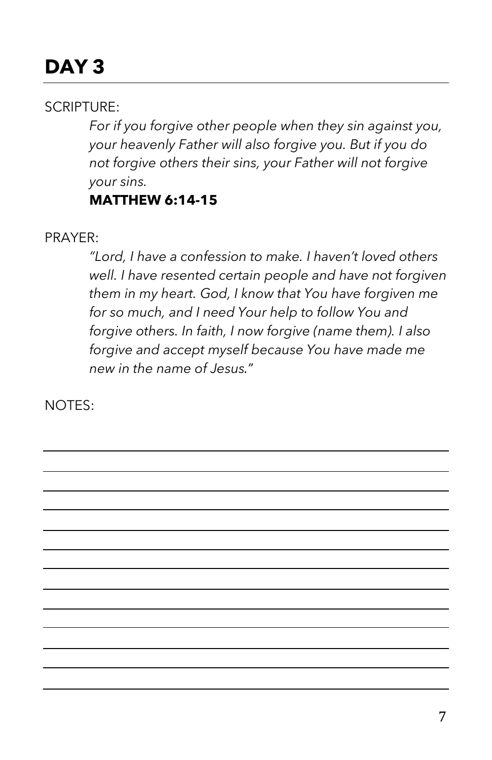# DAY 3

SCRIPTURE:

*For if you forgive other people when they sin against you, your heavenly Father will also forgive you. But if you do not forgive others their sins, your Father will not forgive your sins.*

**MATTHEW 6:14-15**

PRAYER:

*"Lord, I have a confession to make. I haven't loved others well. I have resented certain people and have not forgiven them in my heart. God, I know that You have forgiven me for so much, and I need Your help to follow You and forgive others. In faith, I now forgive (name them). I also forgive and accept myself because You have made me new in the name of Jesus."*

NOTES: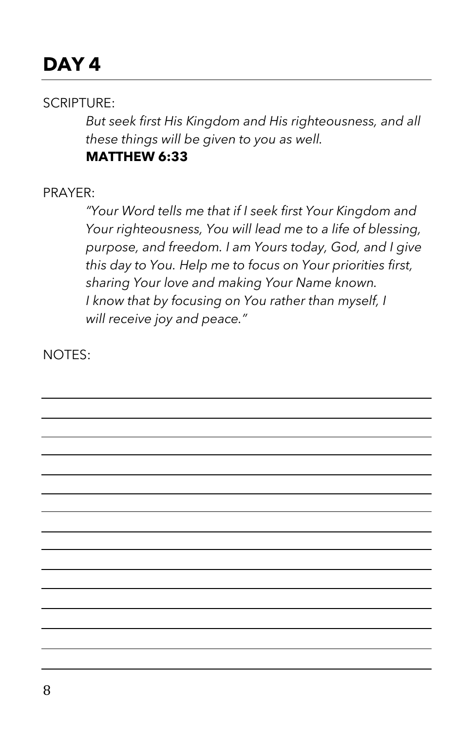# DAY 4

SCRIPTURE:

> *But seek first His Kingdom and His righteousness, and all these things will be given to you as well.*
> **MATTHEW 6:33**

PRAYER:

> *"Your Word tells me that if I seek first Your Kingdom and Your righteousness, You will lead me to a life of blessing, purpose, and freedom. I am Yours today, God, and I give this day to You. Help me to focus on Your priorities first, sharing Your love and making Your Name known. I know that by focusing on You rather than myself, I will receive joy and peace."*

NOTES: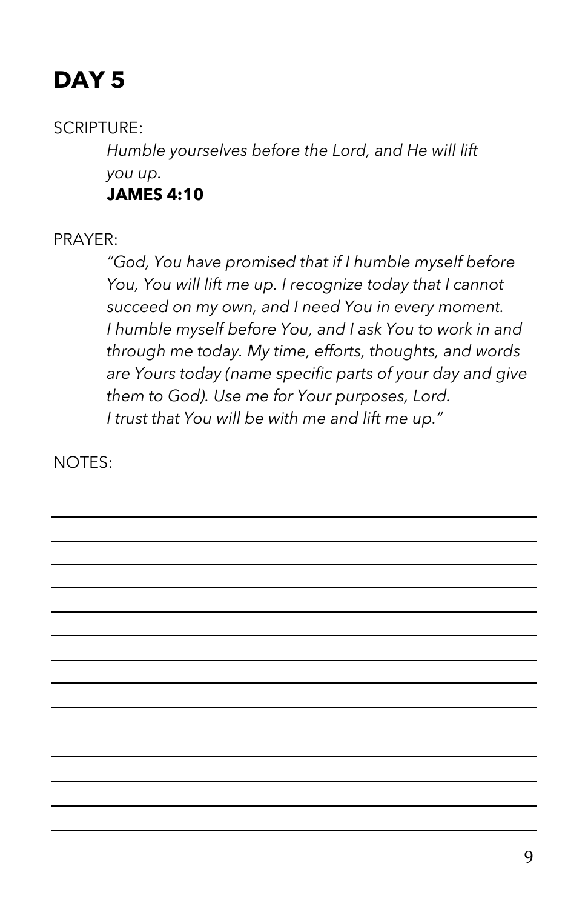# DAY 5

SCRIPTURE:

*Humble yourselves before the Lord, and He will lift you up.*

**JAMES 4:10**

PRAYER:

*"God, You have promised that if I humble myself before You, You will lift me up. I recognize today that I cannot succeed on my own, and I need You in every moment. I humble myself before You, and I ask You to work in and through me today. My time, efforts, thoughts, and words are Yours today (name specific parts of your day and give them to God). Use me for Your purposes, Lord. I trust that You will be with me and lift me up."*

NOTES: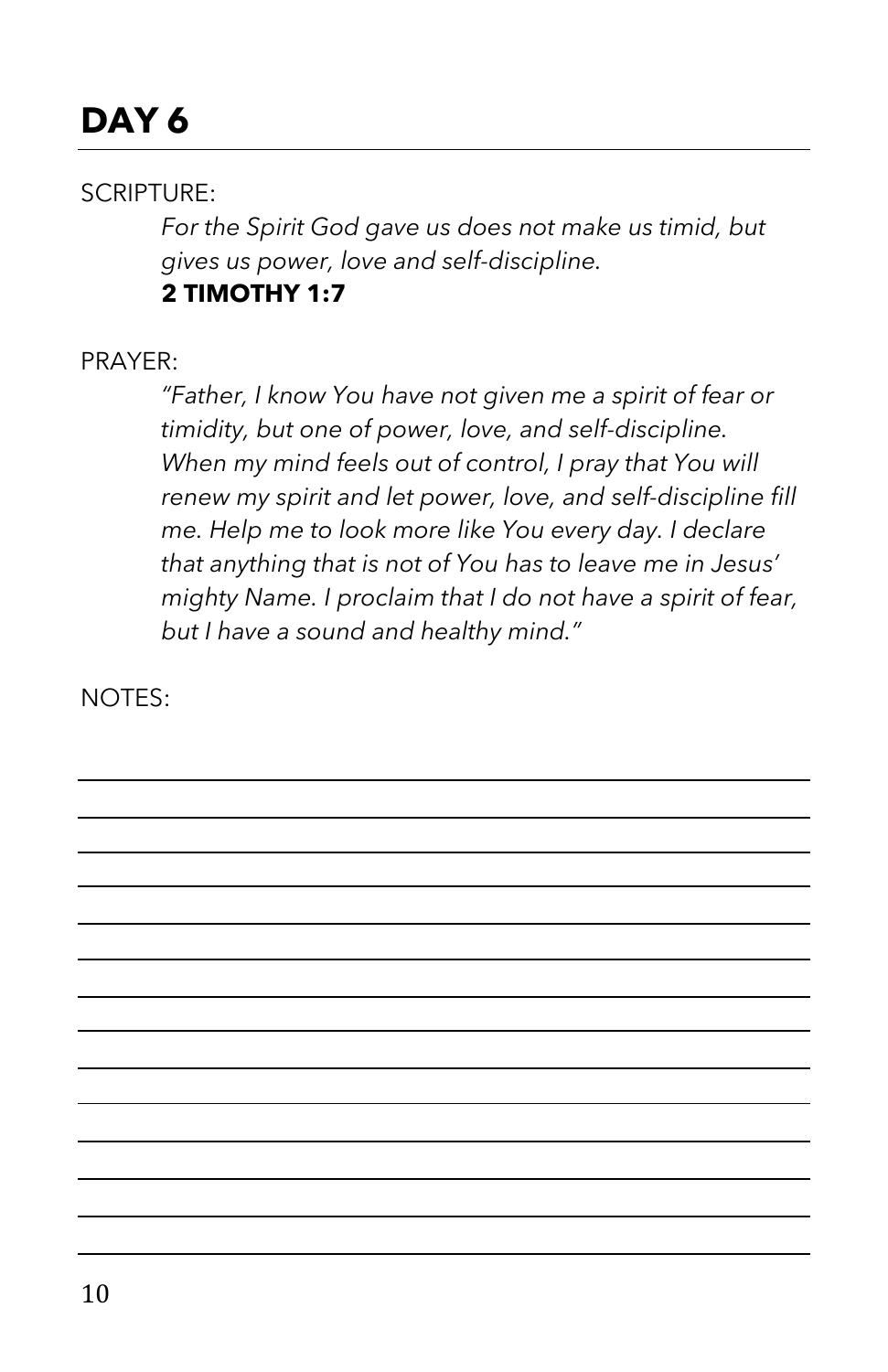# DAY 6

SCRIPTURE:

*For the Spirit God gave us does not make us timid, but gives us power, love and self-discipline.*
**2 TIMOTHY 1:7**

PRAYER:

*"Father, I know You have not given me a spirit of fear or timidity, but one of power, love, and self-discipline. When my mind feels out of control, I pray that You will renew my spirit and let power, love, and self-discipline fill me. Help me to look more like You every day. I declare that anything that is not of You has to leave me in Jesus' mighty Name. I proclaim that I do not have a spirit of fear, but I have a sound and healthy mind."*

NOTES: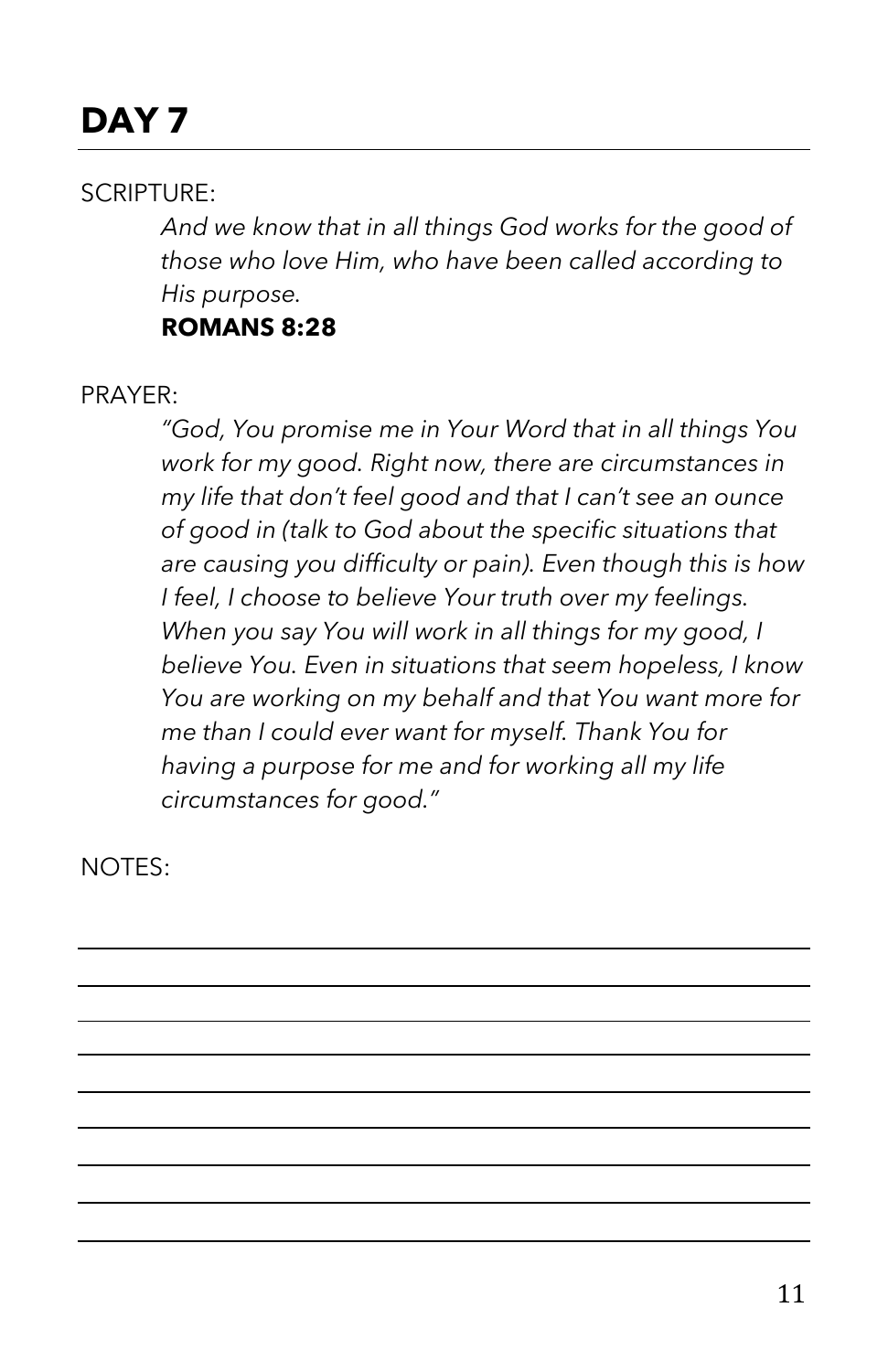# DAY 7

SCRIPTURE:

*And we know that in all things God works for the good of those who love Him, who have been called according to His purpose.*

**ROMANS 8:28**

PRAYER:

*"God, You promise me in Your Word that in all things You work for my good. Right now, there are circumstances in my life that don't feel good and that I can't see an ounce of good in (talk to God about the specific situations that are causing you difficulty or pain). Even though this is how I feel, I choose to believe Your truth over my feelings. When you say You will work in all things for my good, I believe You. Even in situations that seem hopeless, I know You are working on my behalf and that You want more for me than I could ever want for myself. Thank You for having a purpose for me and for working all my life circumstances for good."*

NOTES: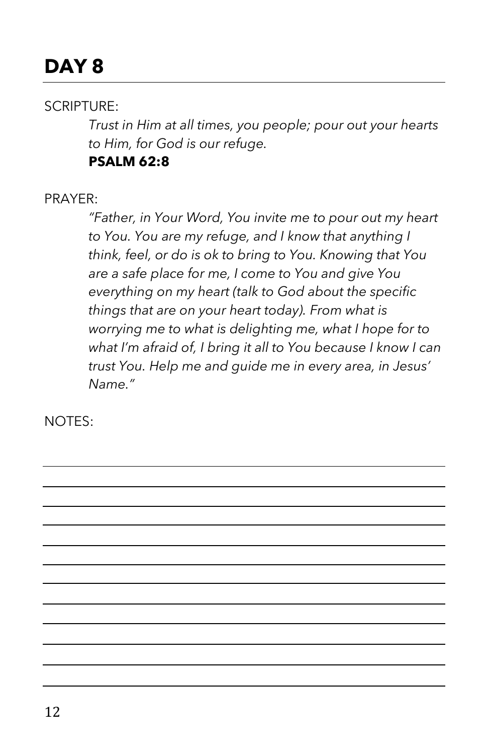# DAY 8

SCRIPTURE:

*Trust in Him at all times, you people; pour out your hearts to Him, for God is our refuge.*

**PSALM 62:8**

PRAYER:

*"Father, in Your Word, You invite me to pour out my heart to You. You are my refuge, and I know that anything I think, feel, or do is ok to bring to You. Knowing that You are a safe place for me, I come to You and give You everything on my heart (talk to God about the specific things that are on your heart today). From what is worrying me to what is delighting me, what I hope for to what I'm afraid of, I bring it all to You because I know I can trust You. Help me and guide me in every area, in Jesus' Name."*

NOTES: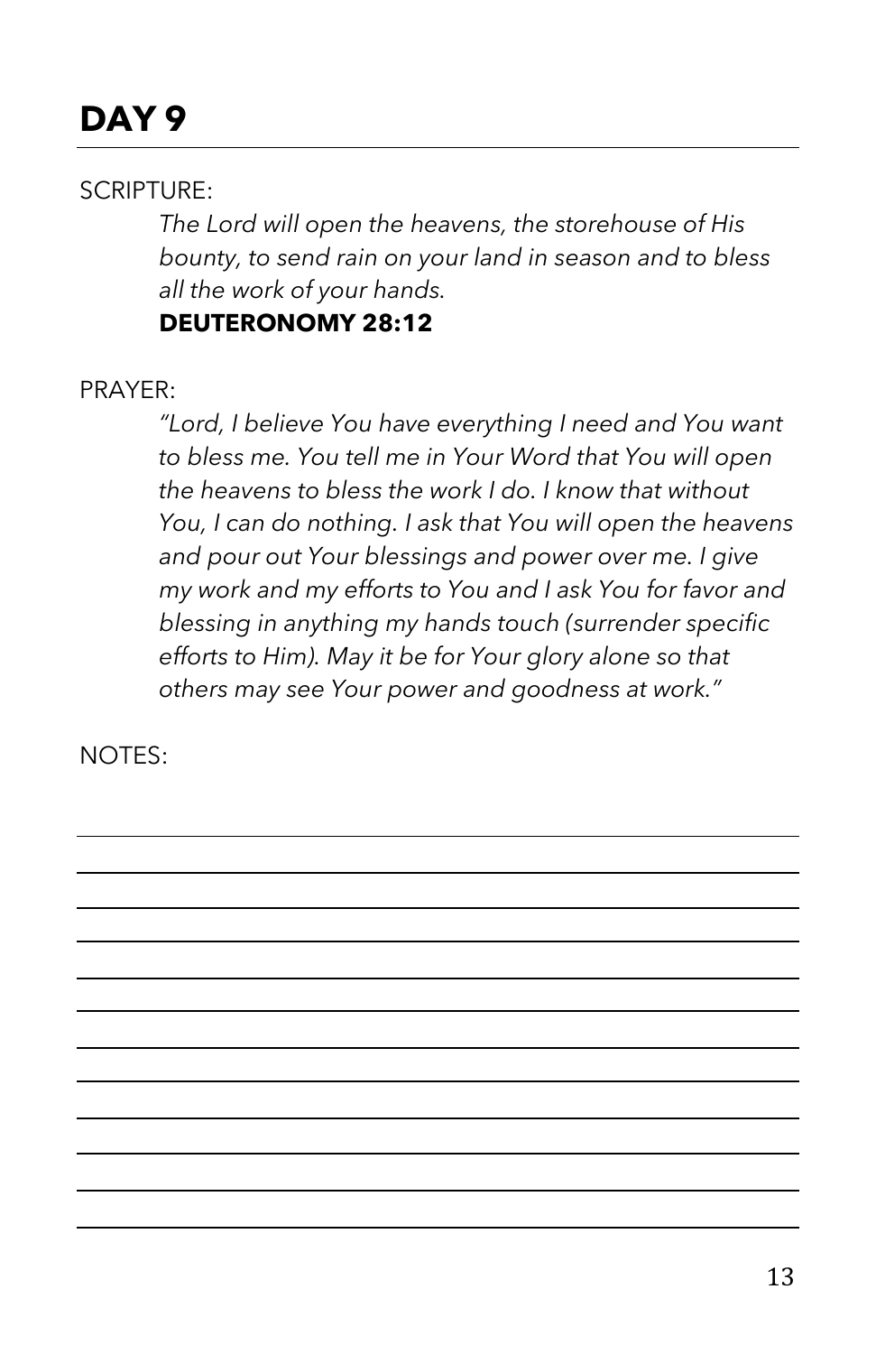# DAY 9

SCRIPTURE:

*The Lord will open the heavens, the storehouse of His bounty, to send rain on your land in season and to bless all the work of your hands.*

**DEUTERONOMY 28:12**

PRAYER:

*"Lord, I believe You have everything I need and You want to bless me. You tell me in Your Word that You will open the heavens to bless the work I do. I know that without You, I can do nothing. I ask that You will open the heavens and pour out Your blessings and power over me. I give my work and my efforts to You and I ask You for favor and blessing in anything my hands touch (surrender specific efforts to Him). May it be for Your glory alone so that others may see Your power and goodness at work."*

NOTES: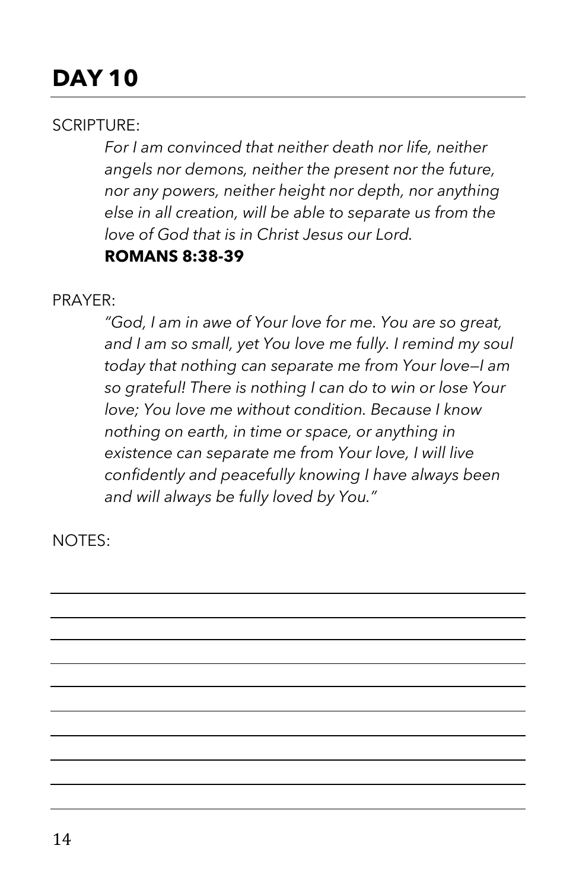# DAY 10

SCRIPTURE:

*For I am convinced that neither death nor life, neither angels nor demons, neither the present nor the future, nor any powers, neither height nor depth, nor anything else in all creation, will be able to separate us from the love of God that is in Christ Jesus our Lord.*

**ROMANS 8:38-39**

PRAYER:

*"God, I am in awe of Your love for me. You are so great, and I am so small, yet You love me fully. I remind my soul today that nothing can separate me from Your love—I am so grateful! There is nothing I can do to win or lose Your love; You love me without condition. Because I know nothing on earth, in time or space, or anything in existence can separate me from Your love, I will live confidently and peacefully knowing I have always been and will always be fully loved by You."*

NOTES: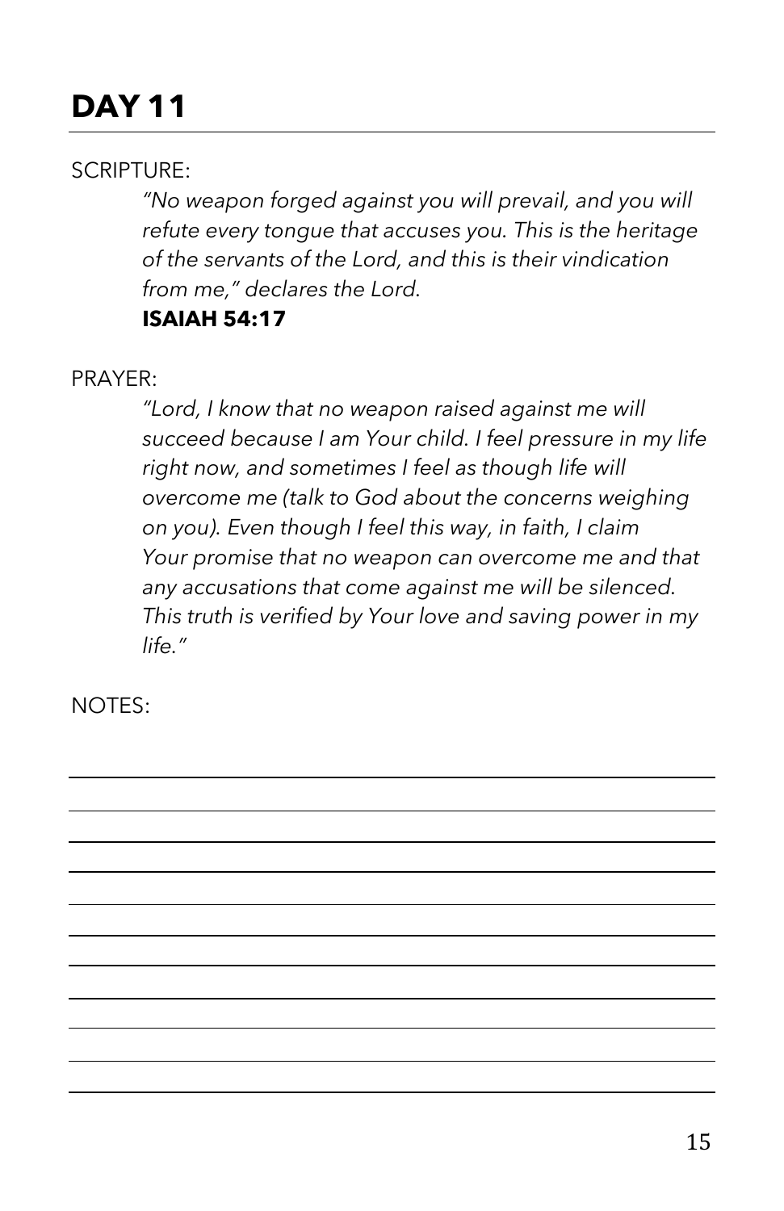# DAY 11

SCRIPTURE:

> *"No weapon forged against you will prevail, and you will refute every tongue that accuses you. This is the heritage of the servants of the Lord, and this is their vindication from me," declares the Lord.*
>
> **ISAIAH 54:17**

PRAYER:

> *"Lord, I know that no weapon raised against me will succeed because I am Your child. I feel pressure in my life right now, and sometimes I feel as though life will overcome me (talk to God about the concerns weighing on you). Even though I feel this way, in faith, I claim Your promise that no weapon can overcome me and that any accusations that come against me will be silenced. This truth is verified by Your love and saving power in my life."*

NOTES: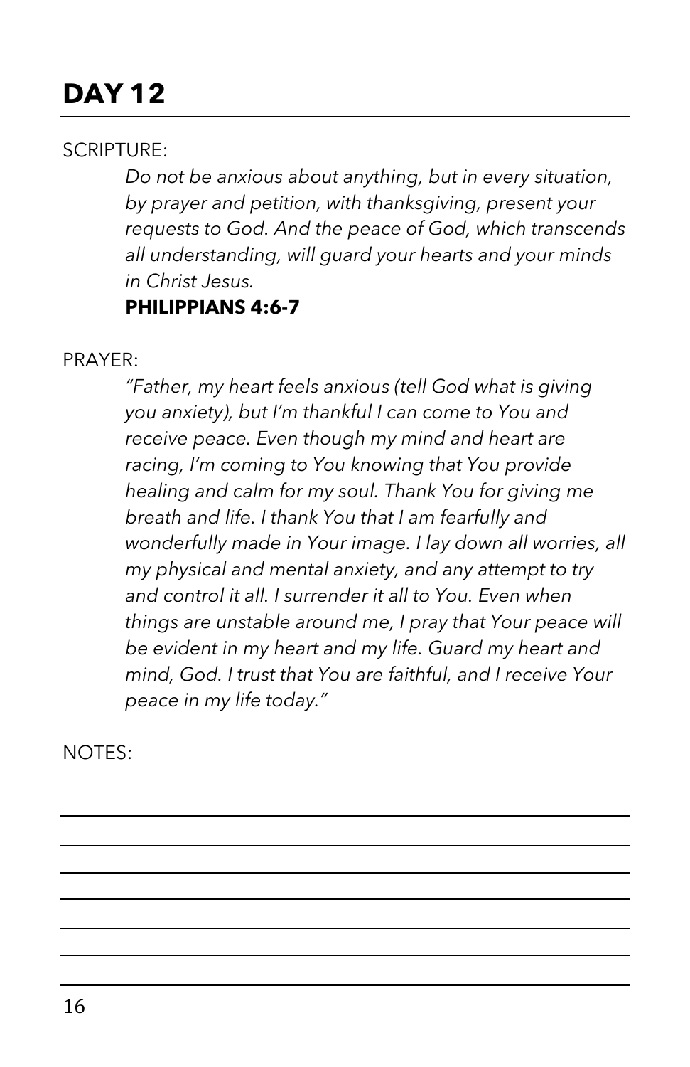# DAY 12

SCRIPTURE:

*Do not be anxious about anything, but in every situation, by prayer and petition, with thanksgiving, present your requests to God. And the peace of God, which transcends all understanding, will guard your hearts and your minds in Christ Jesus.*

**PHILIPPIANS 4:6-7**

PRAYER:

*"Father, my heart feels anxious (tell God what is giving you anxiety), but I'm thankful I can come to You and receive peace. Even though my mind and heart are racing, I'm coming to You knowing that You provide healing and calm for my soul. Thank You for giving me breath and life. I thank You that I am fearfully and wonderfully made in Your image. I lay down all worries, all my physical and mental anxiety, and any attempt to try and control it all. I surrender it all to You. Even when things are unstable around me, I pray that Your peace will be evident in my heart and my life. Guard my heart and mind, God. I trust that You are faithful, and I receive Your peace in my life today."*

NOTES: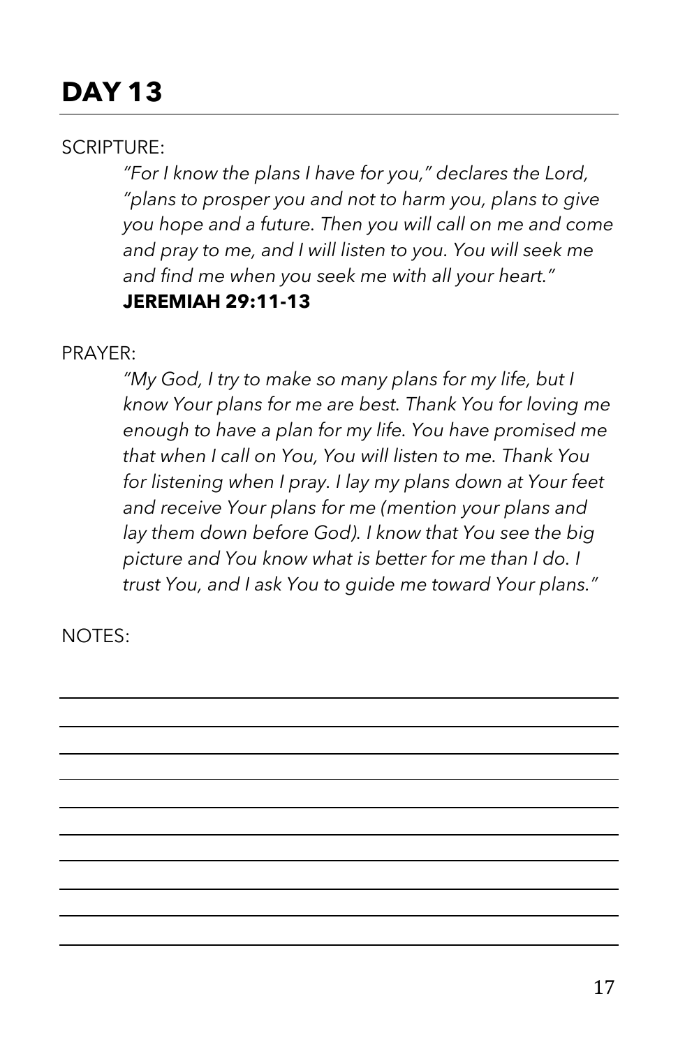# DAY 13

SCRIPTURE:

> *"For I know the plans I have for you," declares the Lord, "plans to prosper you and not to harm you, plans to give you hope and a future. Then you will call on me and come and pray to me, and I will listen to you. You will seek me and find me when you seek me with all your heart."*
>
> **JEREMIAH 29:11-13**

PRAYER:

> *"My God, I try to make so many plans for my life, but I know Your plans for me are best. Thank You for loving me enough to have a plan for my life. You have promised me that when I call on You, You will listen to me. Thank You for listening when I pray. I lay my plans down at Your feet and receive Your plans for me (mention your plans and lay them down before God). I know that You see the big picture and You know what is better for me than I do. I trust You, and I ask You to guide me toward Your plans."*

NOTES: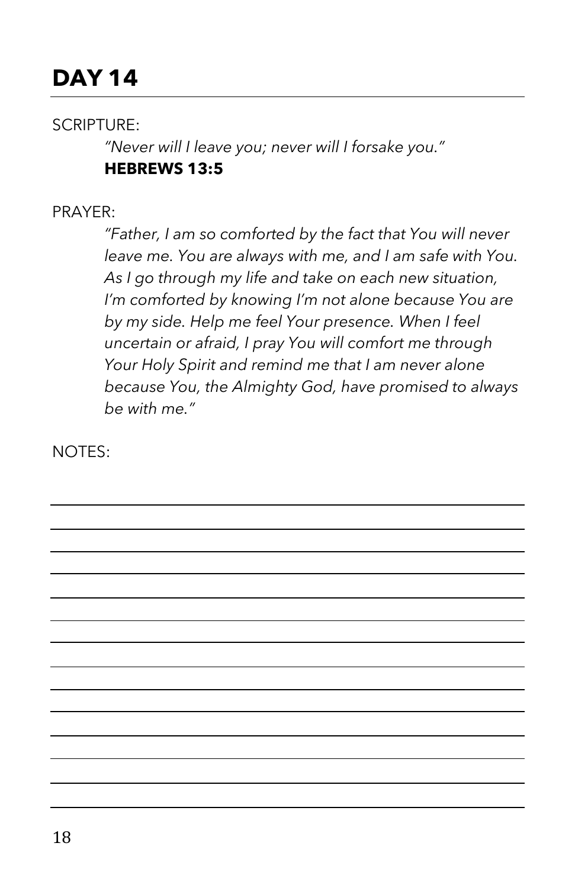# DAY 14

SCRIPTURE:

*"Never will I leave you; never will I forsake you."*
**HEBREWS 13:5**

PRAYER:

*"Father, I am so comforted by the fact that You will never leave me. You are always with me, and I am safe with You. As I go through my life and take on each new situation, I'm comforted by knowing I'm not alone because You are by my side. Help me feel Your presence. When I feel uncertain or afraid, I pray You will comfort me through Your Holy Spirit and remind me that I am never alone because You, the Almighty God, have promised to always be with me."*

NOTES: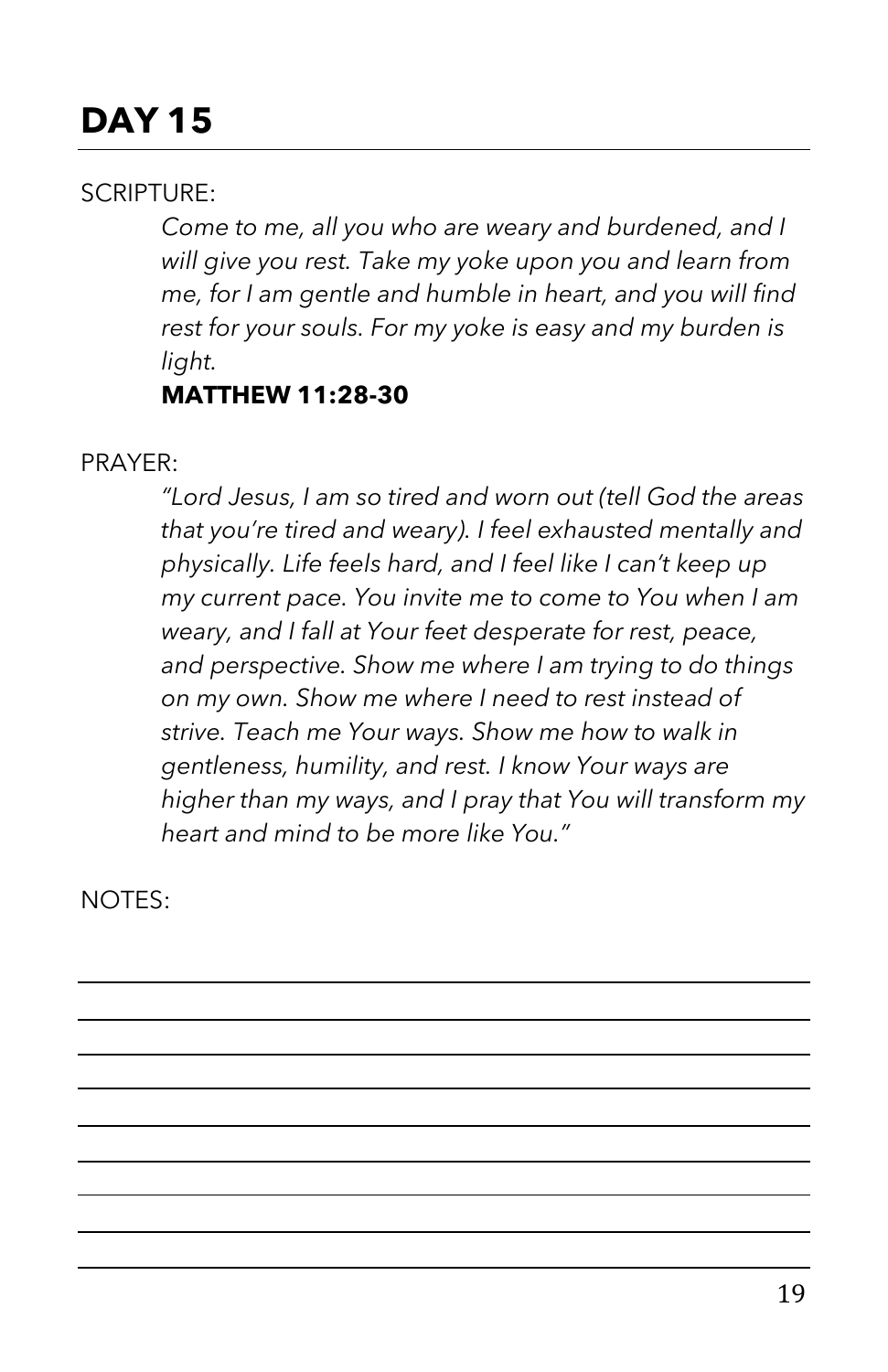# DAY 15

SCRIPTURE:

*Come to me, all you who are weary and burdened, and I will give you rest. Take my yoke upon you and learn from me, for I am gentle and humble in heart, and you will find rest for your souls. For my yoke is easy and my burden is light.*

**MATTHEW 11:28-30**

PRAYER:

*"Lord Jesus, I am so tired and worn out (tell God the areas that you're tired and weary). I feel exhausted mentally and physically. Life feels hard, and I feel like I can't keep up my current pace. You invite me to come to You when I am weary, and I fall at Your feet desperate for rest, peace, and perspective. Show me where I am trying to do things on my own. Show me where I need to rest instead of strive. Teach me Your ways. Show me how to walk in gentleness, humility, and rest. I know Your ways are higher than my ways, and I pray that You will transform my heart and mind to be more like You."*

NOTES: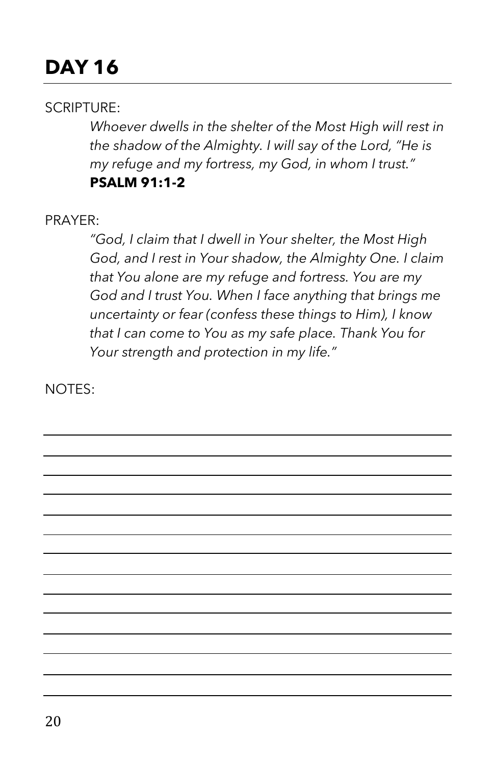# DAY 16

SCRIPTURE:

*Whoever dwells in the shelter of the Most High will rest in the shadow of the Almighty. I will say of the Lord, "He is my refuge and my fortress, my God, in whom I trust."*
**PSALM 91:1-2**

PRAYER:

*"God, I claim that I dwell in Your shelter, the Most High God, and I rest in Your shadow, the Almighty One. I claim that You alone are my refuge and fortress. You are my God and I trust You. When I face anything that brings me uncertainty or fear (confess these things to Him), I know that I can come to You as my safe place. Thank You for Your strength and protection in my life."*

NOTES: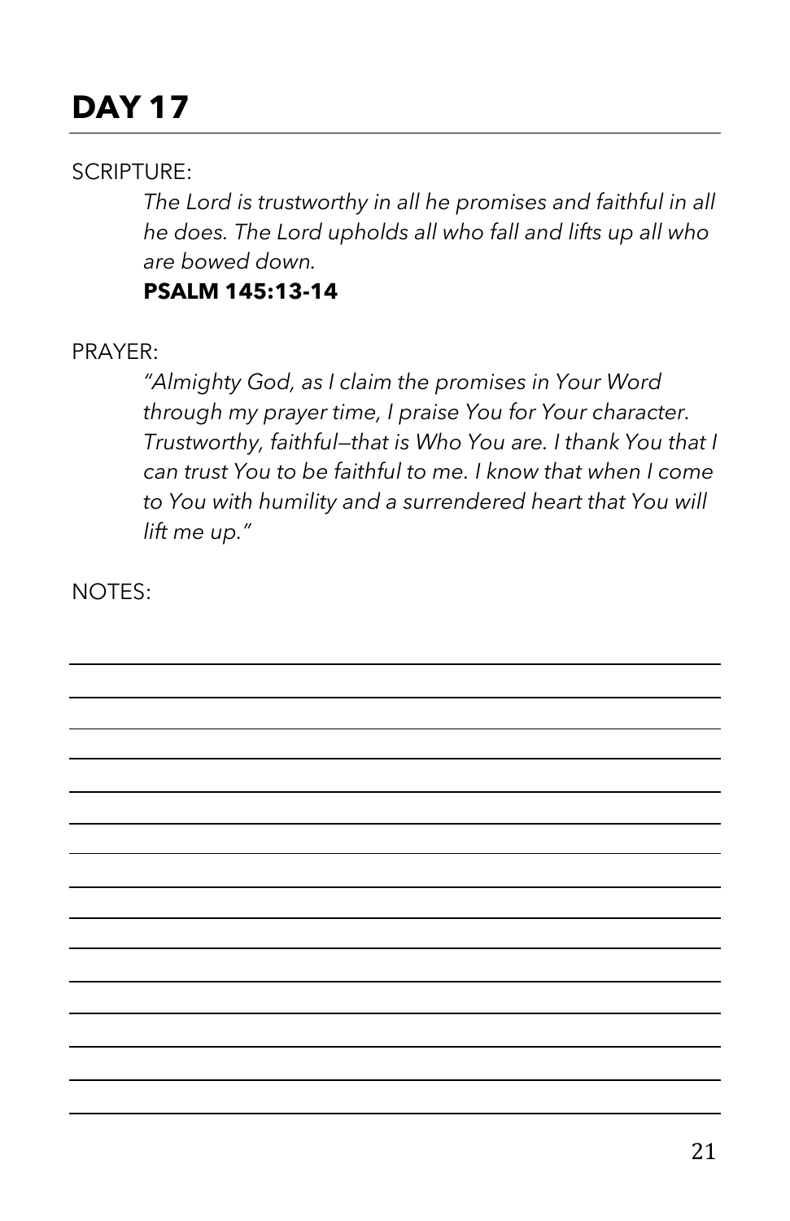# DAY 17

SCRIPTURE:

*The Lord is trustworthy in all he promises and faithful in all he does. The Lord upholds all who fall and lifts up all who are bowed down.*

**PSALM 145:13-14**

PRAYER:

*"Almighty God, as I claim the promises in Your Word through my prayer time, I praise You for Your character. Trustworthy, faithful—that is Who You are. I thank You that I can trust You to be faithful to me. I know that when I come to You with humility and a surrendered heart that You will lift me up."*

NOTES: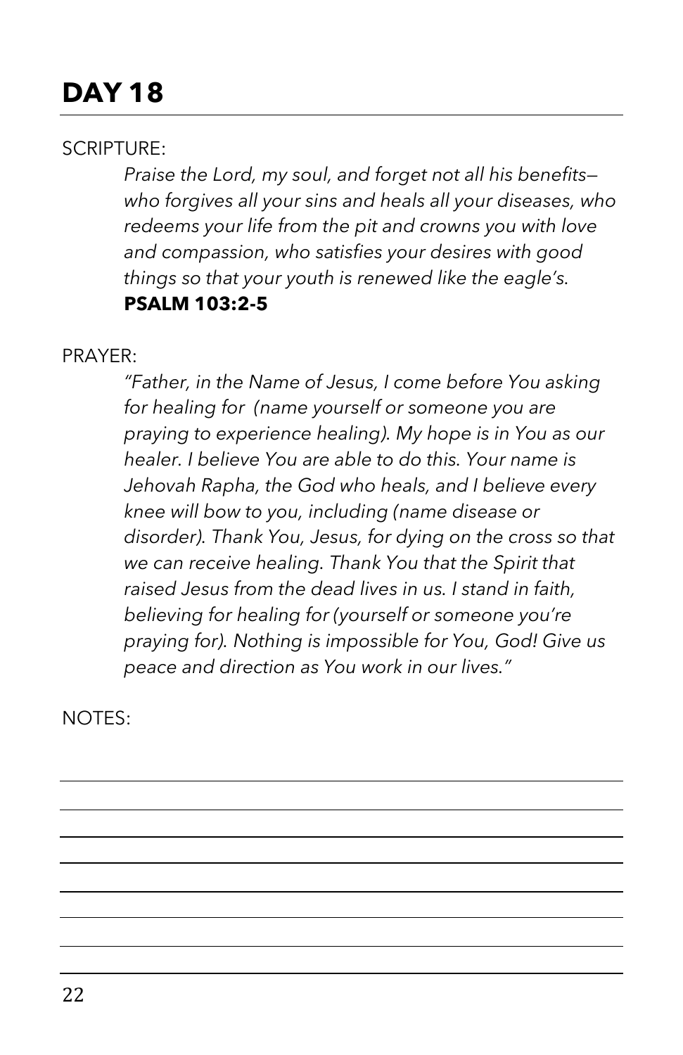# DAY 18

SCRIPTURE:

*Praise the Lord, my soul, and forget not all his benefits—who forgives all your sins and heals all your diseases, who redeems your life from the pit and crowns you with love and compassion, who satisfies your desires with good things so that your youth is renewed like the eagle's.*
**PSALM 103:2-5**

PRAYER:

*"Father, in the Name of Jesus, I come before You asking for healing for (name yourself or someone you are praying to experience healing). My hope is in You as our healer. I believe You are able to do this. Your name is Jehovah Rapha, the God who heals, and I believe every knee will bow to you, including (name disease or disorder). Thank You, Jesus, for dying on the cross so that we can receive healing. Thank You that the Spirit that raised Jesus from the dead lives in us. I stand in faith, believing for healing for (yourself or someone you're praying for). Nothing is impossible for You, God! Give us peace and direction as You work in our lives."*

NOTES: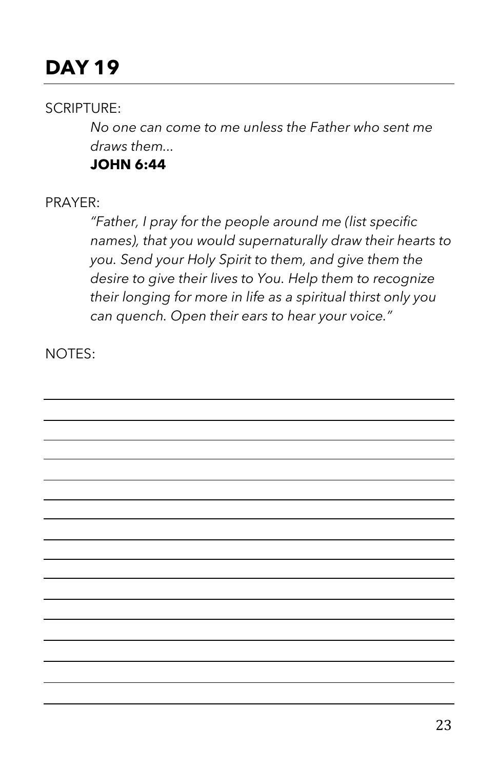# DAY 19

SCRIPTURE:

*No one can come to me unless the Father who sent me draws them...*

**JOHN 6:44**

PRAYER:

*"Father, I pray for the people around me (list specific names), that you would supernaturally draw their hearts to you. Send your Holy Spirit to them, and give them the desire to give their lives to You. Help them to recognize their longing for more in life as a spiritual thirst only you can quench. Open their ears to hear your voice."*

NOTES: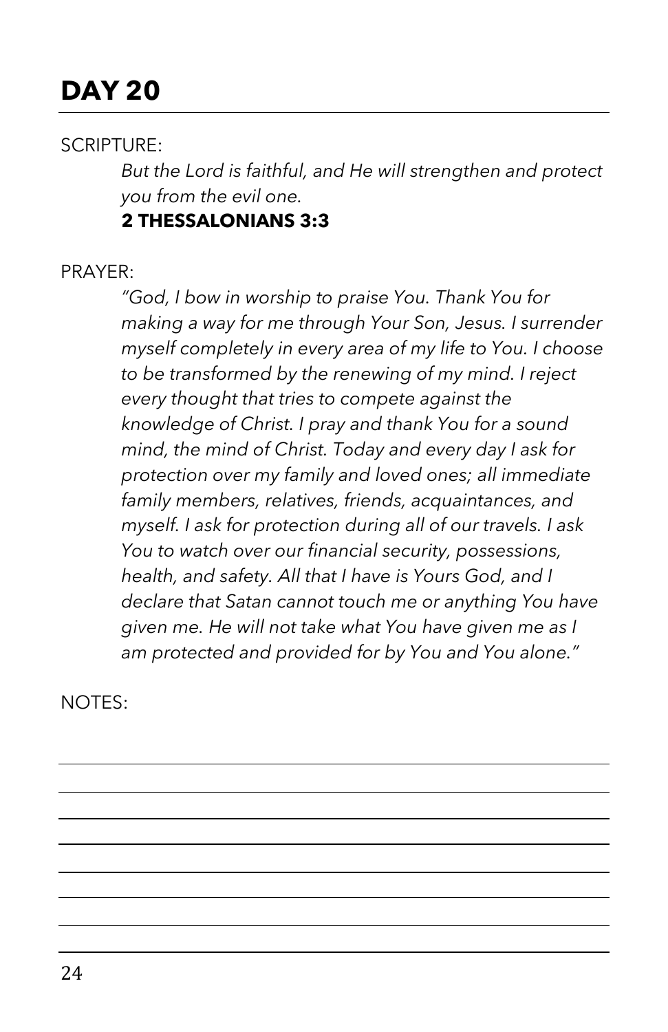# DAY 20

SCRIPTURE:

*But the Lord is faithful, and He will strengthen and protect you from the evil one.*

**2 THESSALONIANS 3:3**

PRAYER:

*"God, I bow in worship to praise You. Thank You for making a way for me through Your Son, Jesus. I surrender myself completely in every area of my life to You. I choose to be transformed by the renewing of my mind. I reject every thought that tries to compete against the knowledge of Christ. I pray and thank You for a sound mind, the mind of Christ. Today and every day I ask for protection over my family and loved ones; all immediate family members, relatives, friends, acquaintances, and myself. I ask for protection during all of our travels. I ask You to watch over our financial security, possessions, health, and safety. All that I have is Yours God, and I declare that Satan cannot touch me or anything You have given me. He will not take what You have given me as I am protected and provided for by You and You alone."*

NOTES: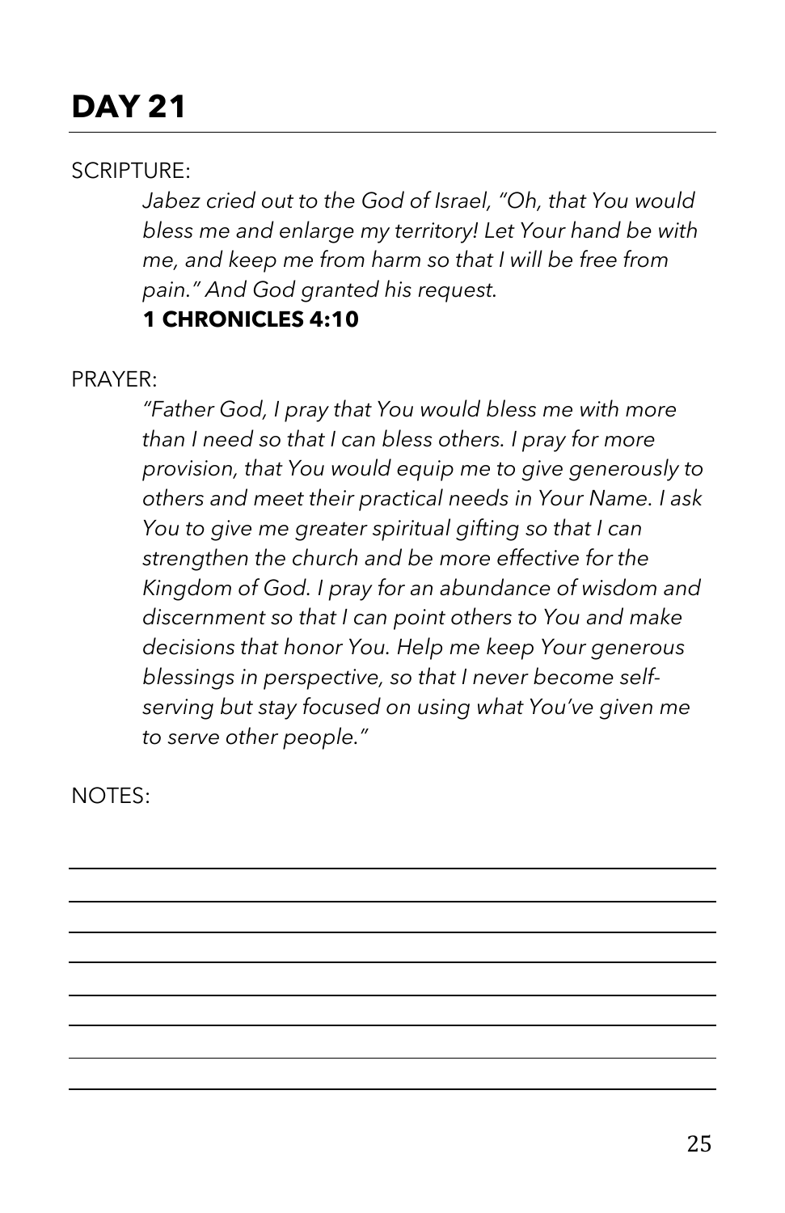# DAY 21

SCRIPTURE:

*Jabez cried out to the God of Israel, "Oh, that You would bless me and enlarge my territory! Let Your hand be with me, and keep me from harm so that I will be free from pain." And God granted his request.*

**1 CHRONICLES 4:10**

PRAYER:

*"Father God, I pray that You would bless me with more than I need so that I can bless others. I pray for more provision, that You would equip me to give generously to others and meet their practical needs in Your Name. I ask You to give me greater spiritual gifting so that I can strengthen the church and be more effective for the Kingdom of God. I pray for an abundance of wisdom and discernment so that I can point others to You and make decisions that honor You. Help me keep Your generous blessings in perspective, so that I never become self-serving but stay focused on using what You've given me to serve other people."*

NOTES: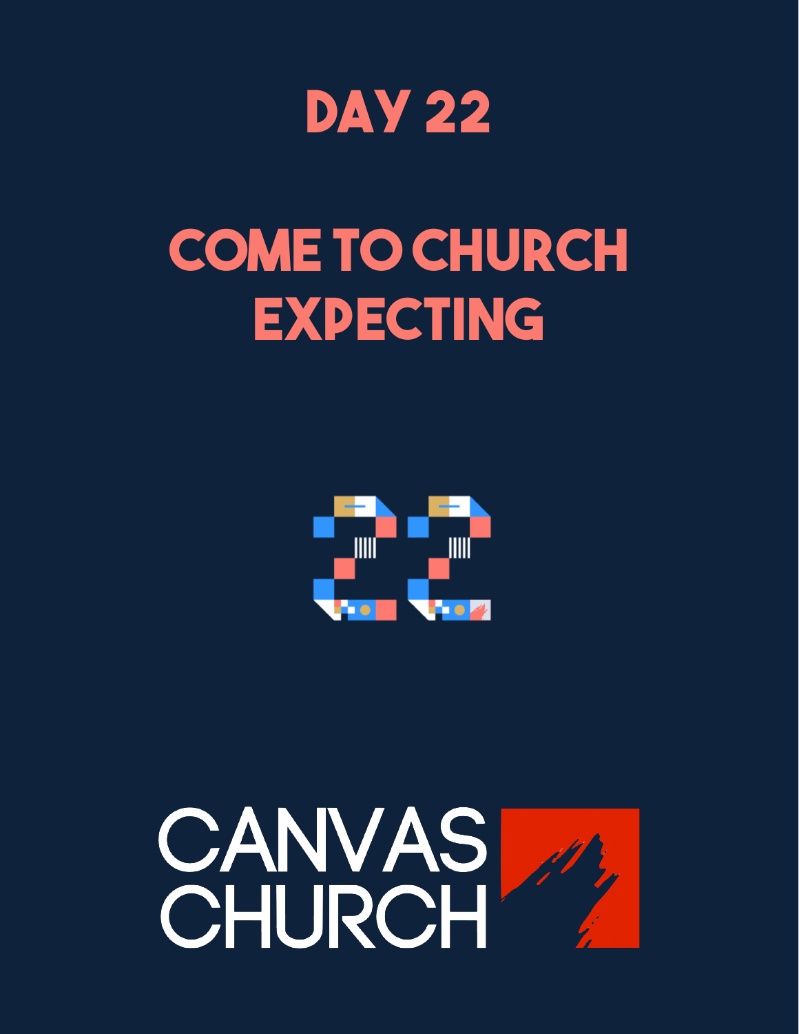# DAY 22

# COME TO CHURCH EXPECTING

CANVAS CHURCH